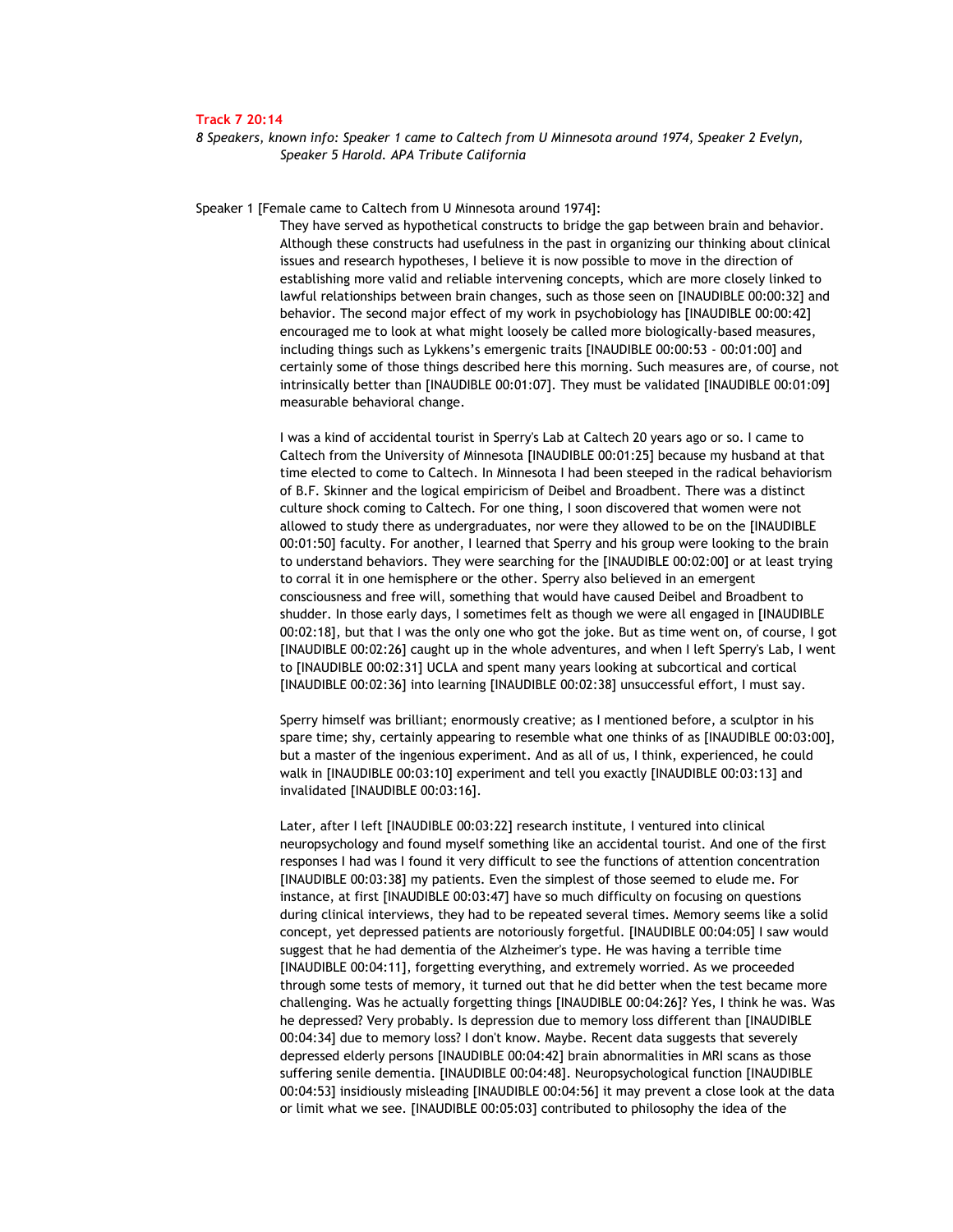**Track 7 20:14**

*8 Speakers, known info: Speaker 1 came to Caltech from U Minnesota around 1974, Speaker 2 Evelyn, Speaker 5 Harold. APA Tribute California*

Speaker 1 [Female came to Caltech from U Minnesota around 1974]:

They have served as hypothetical constructs to bridge the gap between brain and behavior. Although these constructs had usefulness in the past in organizing our thinking about clinical issues and research hypotheses, I believe it is now possible to move in the direction of establishing more valid and reliable intervening concepts, which are more closely linked to lawful relationships between brain changes, such as those seen on [INAUDIBLE 00:00:32] and behavior. The second major effect of my work in psychobiology has [INAUDIBLE 00:00:42] encouraged me to look at what might loosely be called more biologically-based measures, including things such as Lykkens's emergenic traits [INAUDIBLE 00:00:53 - 00:01:00] and certainly some of those things described here this morning. Such measures are, of course, not intrinsically better than [INAUDIBLE 00:01:07]. They must be validated [INAUDIBLE 00:01:09] measurable behavioral change.

I was a kind of accidental tourist in Sperry's Lab at Caltech 20 years ago or so. I came to Caltech from the University of Minnesota [INAUDIBLE 00:01:25] because my husband at that time elected to come to Caltech. In Minnesota I had been steeped in the radical behaviorism of B.F. Skinner and the logical empiricism of Deibel and Broadbent. There was a distinct culture shock coming to Caltech. For one thing, I soon discovered that women were not allowed to study there as undergraduates, nor were they allowed to be on the [INAUDIBLE 00:01:50] faculty. For another, I learned that Sperry and his group were looking to the brain to understand behaviors. They were searching for the [INAUDIBLE 00:02:00] or at least trying to corral it in one hemisphere or the other. Sperry also believed in an emergent consciousness and free will, something that would have caused Deibel and Broadbent to shudder. In those early days, I sometimes felt as though we were all engaged in [INAUDIBLE 00:02:18], but that I was the only one who got the joke. But as time went on, of course, I got [INAUDIBLE 00:02:26] caught up in the whole adventures, and when I left Sperry's Lab, I went to [INAUDIBLE 00:02:31] UCLA and spent many years looking at subcortical and cortical [INAUDIBLE 00:02:36] into learning [INAUDIBLE 00:02:38] unsuccessful effort, I must say.

Sperry himself was brilliant; enormously creative; as I mentioned before, a sculptor in his spare time; shy, certainly appearing to resemble what one thinks of as [INAUDIBLE 00:03:00], but a master of the ingenious experiment. And as all of us, I think, experienced, he could walk in [INAUDIBLE 00:03:10] experiment and tell you exactly [INAUDIBLE 00:03:13] and invalidated [INAUDIBLE 00:03:16].

Later, after I left [INAUDIBLE 00:03:22] research institute, I ventured into clinical neuropsychology and found myself something like an accidental tourist. And one of the first responses I had was I found it very difficult to see the functions of attention concentration [INAUDIBLE 00:03:38] my patients. Even the simplest of those seemed to elude me. For instance, at first [INAUDIBLE 00:03:47] have so much difficulty on focusing on questions during clinical interviews, they had to be repeated several times. Memory seems like a solid concept, yet depressed patients are notoriously forgetful. [INAUDIBLE 00:04:05] I saw would suggest that he had dementia of the Alzheimer's type. He was having a terrible time [INAUDIBLE 00:04:11], forgetting everything, and extremely worried. As we proceeded through some tests of memory, it turned out that he did better when the test became more challenging. Was he actually forgetting things [INAUDIBLE 00:04:26]? Yes, I think he was. Was he depressed? Very probably. Is depression due to memory loss different than [INAUDIBLE 00:04:34] due to memory loss? I don't know. Maybe. Recent data suggests that severely depressed elderly persons [INAUDIBLE 00:04:42] brain abnormalities in MRI scans as those suffering senile dementia. [INAUDIBLE 00:04:48]. Neuropsychological function [INAUDIBLE 00:04:53] insidiously misleading [INAUDIBLE 00:04:56] it may prevent a close look at the data or limit what we see. [INAUDIBLE 00:05:03] contributed to philosophy the idea of the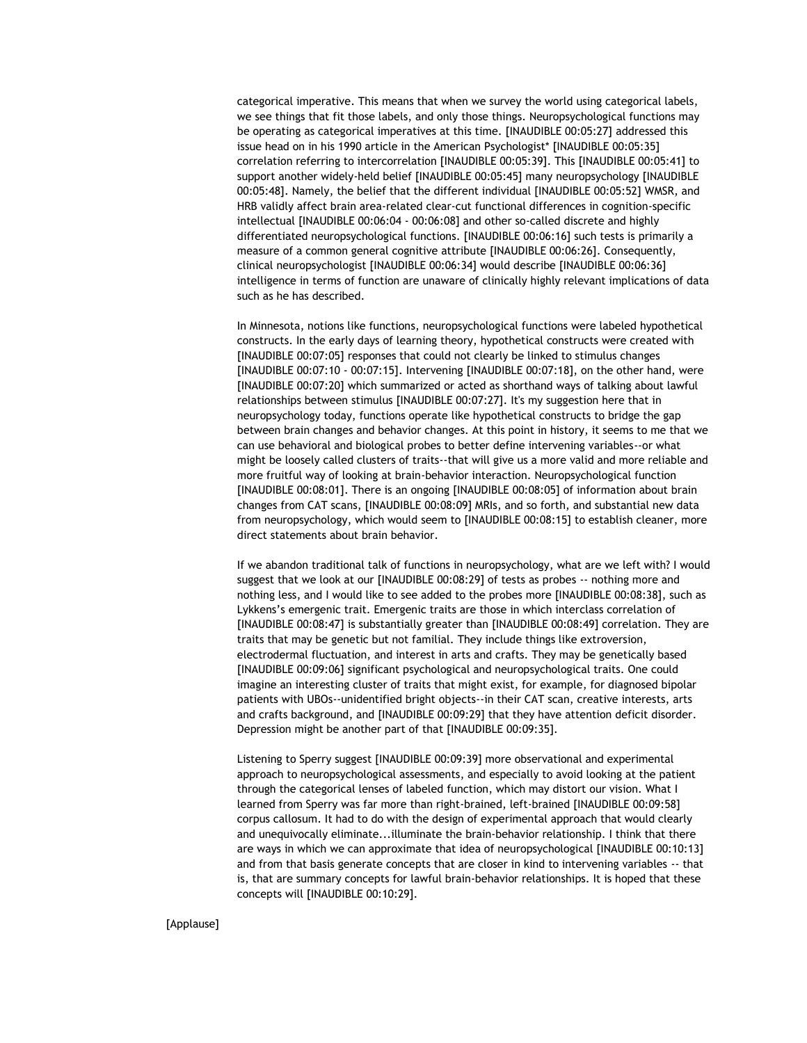categorical imperative. This means that when we survey the world using categorical labels, we see things that fit those labels, and only those things. Neuropsychological functions may be operating as categorical imperatives at this time. [INAUDIBLE 00:05:27] addressed this issue head on in his 1990 article in the American Psychologist* [INAUDIBLE 00:05:35] correlation referring to intercorrelation [INAUDIBLE 00:05:39]. This [INAUDIBLE 00:05:41] to support another widely-held belief [INAUDIBLE 00:05:45] many neuropsychology [INAUDIBLE 00:05:48]. Namely, the belief that the different individual [INAUDIBLE 00:05:52] WMSR, and HRB validly affect brain area-related clear-cut functional differences in cognition-specific intellectual [INAUDIBLE 00:06:04 - 00:06:08] and other so-called discrete and highly differentiated neuropsychological functions. [INAUDIBLE 00:06:16] such tests is primarily a measure of a common general cognitive attribute [INAUDIBLE 00:06:26]. Consequently, clinical neuropsychologist [INAUDIBLE 00:06:34] would describe [INAUDIBLE 00:06:36] intelligence in terms of function are unaware of clinically highly relevant implications of data such as he has described.

In Minnesota, notions like functions, neuropsychological functions were labeled hypothetical constructs. In the early days of learning theory, hypothetical constructs were created with [INAUDIBLE 00:07:05] responses that could not clearly be linked to stimulus changes [INAUDIBLE 00:07:10 - 00:07:15]. Intervening [INAUDIBLE 00:07:18], on the other hand, were [INAUDIBLE 00:07:20] which summarized or acted as shorthand ways of talking about lawful relationships between stimulus [INAUDIBLE 00:07:27]. It's my suggestion here that in neuropsychology today, functions operate like hypothetical constructs to bridge the gap between brain changes and behavior changes. At this point in history, it seems to me that we can use behavioral and biological probes to better define intervening variables--or what might be loosely called clusters of traits--that will give us a more valid and more reliable and more fruitful way of looking at brain-behavior interaction. Neuropsychological function [INAUDIBLE 00:08:01]. There is an ongoing [INAUDIBLE 00:08:05] of information about brain changes from CAT scans, [INAUDIBLE 00:08:09] MRIs, and so forth, and substantial new data from neuropsychology, which would seem to [INAUDIBLE 00:08:15] to establish cleaner, more direct statements about brain behavior.

If we abandon traditional talk of functions in neuropsychology, what are we left with? I would suggest that we look at our [INAUDIBLE 00:08:29] of tests as probes -- nothing more and nothing less, and I would like to see added to the probes more [INAUDIBLE 00:08:38], such as Lykkens's emergenic trait. Emergenic traits are those in which interclass correlation of [INAUDIBLE 00:08:47] is substantially greater than [INAUDIBLE 00:08:49] correlation. They are traits that may be genetic but not familial. They include things like extroversion, electrodermal fluctuation, and interest in arts and crafts. They may be genetically based [INAUDIBLE 00:09:06] significant psychological and neuropsychological traits. One could imagine an interesting cluster of traits that might exist, for example, for diagnosed bipolar patients with UBOs--unidentified bright objects--in their CAT scan, creative interests, arts and crafts background, and [INAUDIBLE 00:09:29] that they have attention deficit disorder. Depression might be another part of that [INAUDIBLE 00:09:35].

Listening to Sperry suggest [INAUDIBLE 00:09:39] more observational and experimental approach to neuropsychological assessments, and especially to avoid looking at the patient through the categorical lenses of labeled function, which may distort our vision. What I learned from Sperry was far more than right-brained, left-brained [INAUDIBLE 00:09:58] corpus callosum. It had to do with the design of experimental approach that would clearly and unequivocally eliminate...illuminate the brain-behavior relationship. I think that there are ways in which we can approximate that idea of neuropsychological [INAUDIBLE 00:10:13] and from that basis generate concepts that are closer in kind to intervening variables -- that is, that are summary concepts for lawful brain-behavior relationships. It is hoped that these concepts will [INAUDIBLE 00:10:29].

[Applause]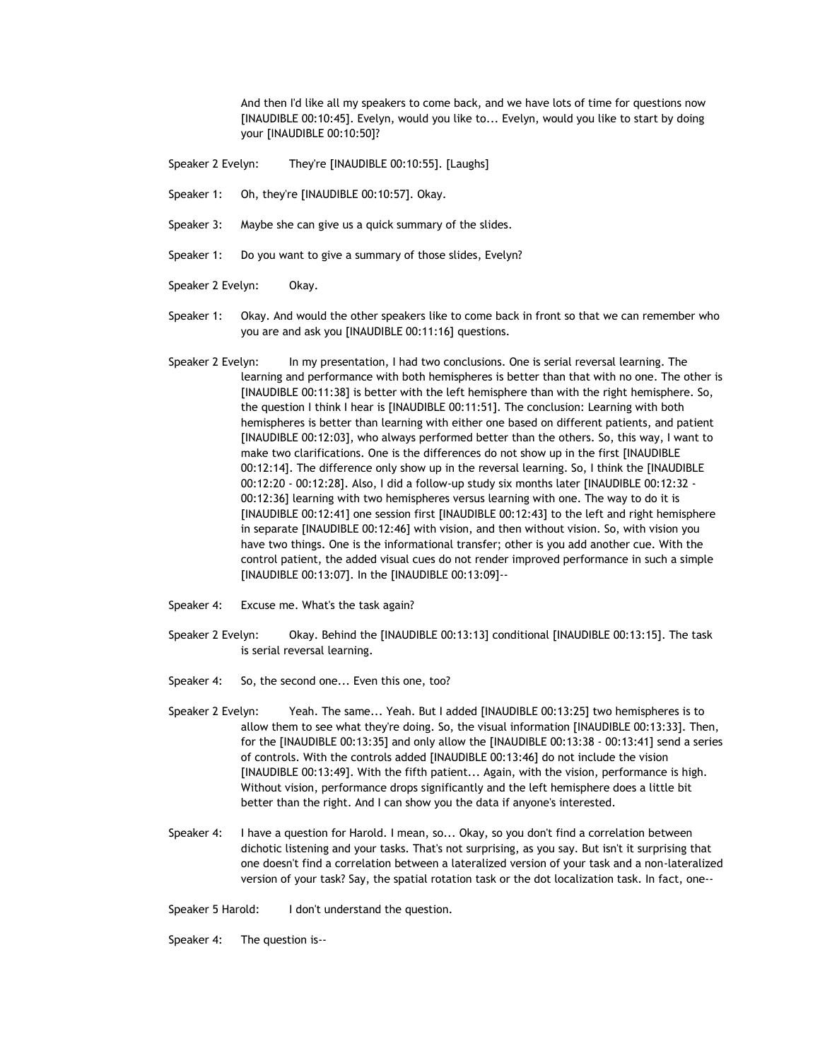And then I'd like all my speakers to come back, and we have lots of time for questions now [INAUDIBLE 00:10:45]. Evelyn, would you like to... Evelyn, would you like to start by doing your [INAUDIBLE 00:10:50]?

Speaker 2 Evelyn: They're [INAUDIBLE 00:10:55]. [Laughs]

Speaker 1: Oh, they're [INAUDIBLE 00:10:57]. Okay.

Speaker 3: Maybe she can give us a quick summary of the slides.

Speaker 1: Do you want to give a summary of those slides, Evelyn?

Speaker 2 Evelyn: Okay.

Speaker 1: Okay. And would the other speakers like to come back in front so that we can remember who you are and ask you [INAUDIBLE 00:11:16] questions.

Speaker 2 Evelyn: In my presentation, I had two conclusions. One is serial reversal learning. The learning and performance with both hemispheres is better than that with no one. The other is [INAUDIBLE 00:11:38] is better with the left hemisphere than with the right hemisphere. So, the question I think I hear is [INAUDIBLE 00:11:51]. The conclusion: Learning with both hemispheres is better than learning with either one based on different patients, and patient [INAUDIBLE 00:12:03], who always performed better than the others. So, this way, I want to make two clarifications. One is the differences do not show up in the first [INAUDIBLE 00:12:14]. The difference only show up in the reversal learning. So, I think the [INAUDIBLE 00:12:20 - 00:12:28]. Also, I did a follow-up study six months later [INAUDIBLE 00:12:32 - 00:12:36] learning with two hemispheres versus learning with one. The way to do it is [INAUDIBLE 00:12:41] one session first [INAUDIBLE 00:12:43] to the left and right hemisphere in separate [INAUDIBLE 00:12:46] with vision, and then without vision. So, with vision you have two things. One is the informational transfer; other is you add another cue. With the control patient, the added visual cues do not render improved performance in such a simple [INAUDIBLE 00:13:07]. In the [INAUDIBLE 00:13:09]--

Speaker 4: Excuse me. What's the task again?

Speaker 2 Evelyn: Okay. Behind the [INAUDIBLE 00:13:13] conditional [INAUDIBLE 00:13:15]. The task is serial reversal learning.

Speaker 4: So, the second one... Even this one, too?

Speaker 2 Evelyn: Yeah. The same... Yeah. But I added [INAUDIBLE 00:13:25] two hemispheres is to allow them to see what they're doing. So, the visual information [INAUDIBLE 00:13:33]. Then, for the [INAUDIBLE 00:13:35] and only allow the [INAUDIBLE 00:13:38 - 00:13:41] send a series of controls. With the controls added [INAUDIBLE 00:13:46] do not include the vision [INAUDIBLE 00:13:49]. With the fifth patient... Again, with the vision, performance is high. Without vision, performance drops significantly and the left hemisphere does a little bit better than the right. And I can show you the data if anyone's interested.

Speaker 4: I have a question for Harold. I mean, so... Okay, so you don't find a correlation between dichotic listening and your tasks. That's not surprising, as you say. But isn't it surprising that one doesn't find a correlation between a lateralized version of your task and a non-lateralized version of your task? Say, the spatial rotation task or the dot localization task. In fact, one--

Speaker 5 Harold: I don't understand the question.

Speaker 4: The question is--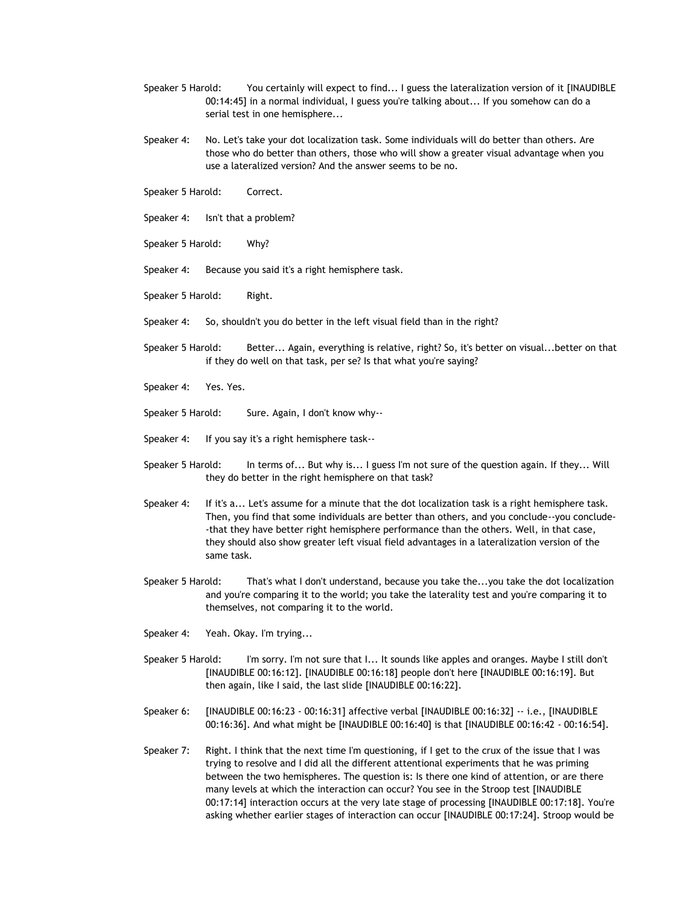Speaker 5 Harold: You certainly will expect to find... I guess the lateralization version of it [INAUDIBLE 00:14:45] in a normal individual, I guess you're talking about... If you somehow can do a serial test in one hemisphere...

Speaker 4: No. Let's take your dot localization task. Some individuals will do better than others. Are those who do better than others, those who will show a greater visual advantage when you use a lateralized version? And the answer seems to be no.

Speaker 5 Harold: Correct.

Speaker 4: Isn't that a problem?

Speaker 5 Harold: Why?

Speaker 4: Because you said it's a right hemisphere task.

Speaker 5 Harold: Right.

Speaker 4: So, shouldn't you do better in the left visual field than in the right?

Speaker 5 Harold: Better... Again, everything is relative, right? So, it's better on visual...better on that if they do well on that task, per se? Is that what you're saying?

Speaker 4: Yes. Yes.

Speaker 5 Harold: Sure. Again, I don't know why--

Speaker 4: If you say it's a right hemisphere task--

Speaker 5 Harold: In terms of... But why is... I guess I'm not sure of the question again. If they... Will they do better in the right hemisphere on that task?

Speaker 4: If it's a... Let's assume for a minute that the dot localization task is a right hemisphere task. Then, you find that some individuals are better than others, and you conclude--you conclude--that they have better right hemisphere performance than the others. Well, in that case, they should also show greater left visual field advantages in a lateralization version of the same task.

Speaker 5 Harold: That's what I don't understand, because you take the...you take the dot localization and you're comparing it to the world; you take the laterality test and you're comparing it to themselves, not comparing it to the world.

Speaker 4: Yeah. Okay. I'm trying...

Speaker 5 Harold: I'm sorry. I'm not sure that I... It sounds like apples and oranges. Maybe I still don't [INAUDIBLE 00:16:12]. [INAUDIBLE 00:16:18] people don't here [INAUDIBLE 00:16:19]. But then again, like I said, the last slide [INAUDIBLE 00:16:22].

Speaker 6: [INAUDIBLE 00:16:23 - 00:16:31] affective verbal [INAUDIBLE 00:16:32] -- i.e., [INAUDIBLE 00:16:36]. And what might be [INAUDIBLE 00:16:40] is that [INAUDIBLE 00:16:42 - 00:16:54].

Speaker 7: Right. I think that the next time I'm questioning, if I get to the crux of the issue that I was trying to resolve and I did all the different attentional experiments that he was priming between the two hemispheres. The question is: Is there one kind of attention, or are there many levels at which the interaction can occur? You see in the Stroop test [INAUDIBLE 00:17:14] interaction occurs at the very late stage of processing [INAUDIBLE 00:17:18]. You're asking whether earlier stages of interaction can occur [INAUDIBLE 00:17:24]. Stroop would be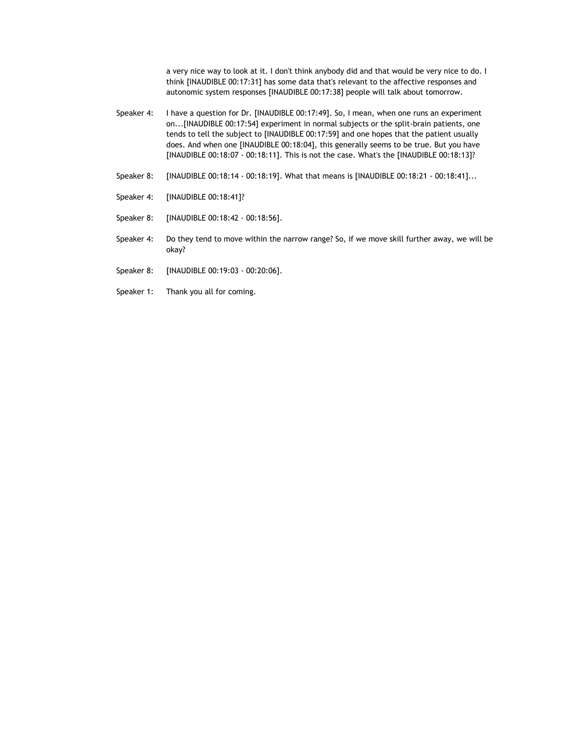a very nice way to look at it. I don't think anybody did and that would be very nice to do. I think [INAUDIBLE 00:17:31] has some data that's relevant to the affective responses and autonomic system responses [INAUDIBLE 00:17:38] people will talk about tomorrow.

Speaker 4: I have a question for Dr. [INAUDIBLE 00:17:49]. So, I mean, when one runs an experiment on...[INAUDIBLE 00:17:54] experiment in normal subjects or the split-brain patients, one tends to tell the subject to [INAUDIBLE 00:17:59] and one hopes that the patient usually does. And when one [INAUDIBLE 00:18:04], this generally seems to be true. But you have [INAUDIBLE 00:18:07 - 00:18:11]. This is not the case. What's the [INAUDIBLE 00:18:13]?

Speaker 8: [INAUDIBLE 00:18:14 - 00:18:19]. What that means is [INAUDIBLE 00:18:21 - 00:18:41]...

Speaker 4: [INAUDIBLE 00:18:41]?

Speaker 8: [INAUDIBLE 00:18:42 - 00:18:56].

Speaker 4: Do they tend to move within the narrow range? So, if we move skill further away, we will be okay?

Speaker 8: [INAUDIBLE 00:19:03 - 00:20:06].

Speaker 1: Thank you all for coming.